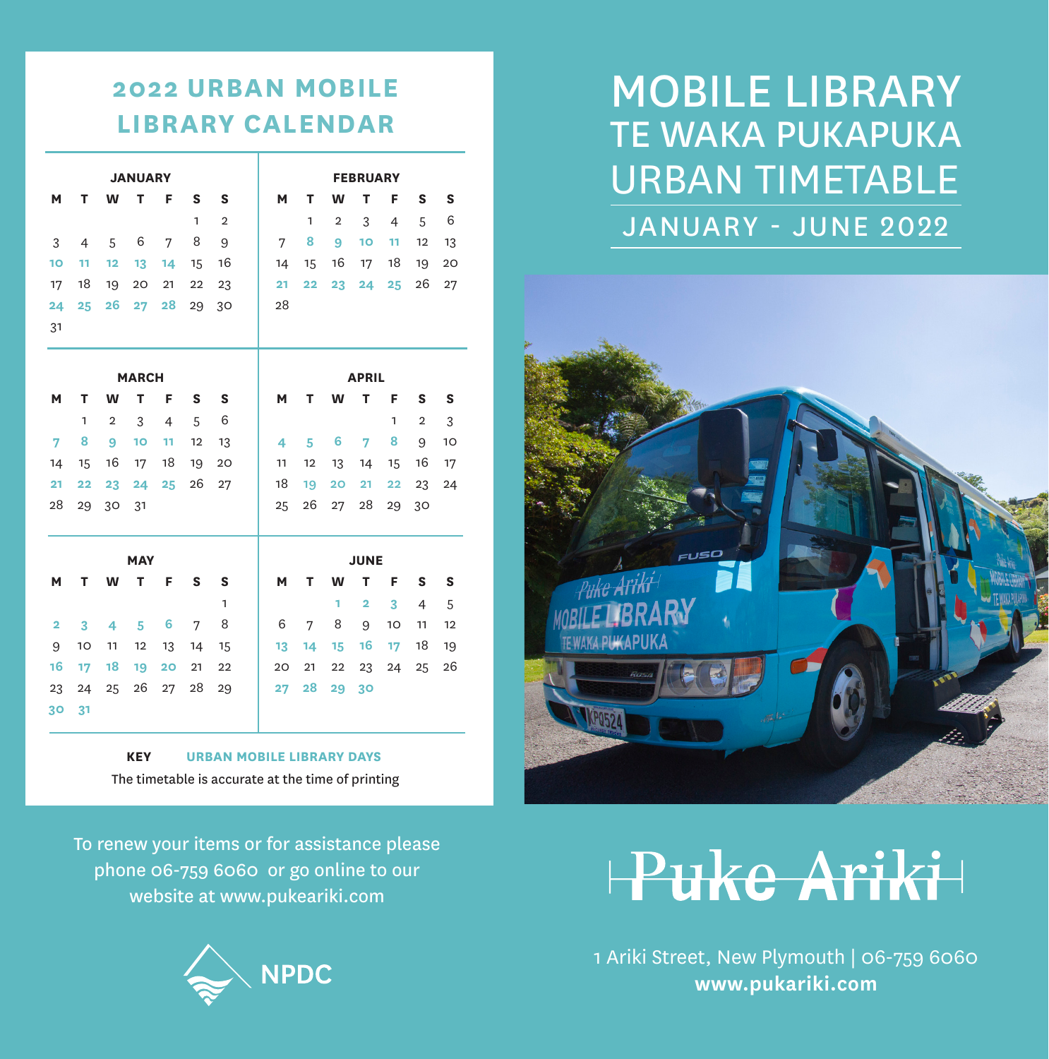# 2022 URBAN MOBILE LIBRARY CALENDAR

### JANUARY

| M | T | W | T | F | S | S |
|---|---|---|---|---|---|---|
| | | | | | 1 | 2 |
| 3 | 4 | 5 | 6 | 7 | 8 | 9 |
| **10** | **11** | **12** | **13** | **14** | 15 | 16 |
| 17 | 18 | 19 | 20 | 21 | 22 | 23 |
| **24** | **25** | **26** | **27** | **28** | 29 | 30 |
| 31 | | | | | | |

### FEBRUARY

| M | T | W | T | F | S | S |
|---|---|---|---|---|---|---|
| | 1 | 2 | 3 | 4 | 5 | 6 |
| 7 | **8** | **9** | **10** | **11** | 12 | 13 |
| 14 | 15 | 16 | 17 | 18 | 19 | 20 |
| **21** | **22** | **23** | **24** | **25** | 26 | 27 |
| 28 | | | | | | |

### MARCH

| M | T | W | T | F | S | S |
|---|---|---|---|---|---|---|
| | 1 | 2 | 3 | 4 | 5 | 6 |
| **7** | **8** | **9** | **10** | **11** | 12 | 13 |
| 14 | 15 | 16 | 17 | 18 | 19 | 20 |
| **21** | **22** | **23** | **24** | **25** | 26 | 27 |
| 28 | 29 | 30 | 31 | | | |

### APRIL

| M | T | W | T | F | S | S |
|---|---|---|---|---|---|---|
| | | | | 1 | 2 | 3 |
| **4** | **5** | **6** | **7** | **8** | 9 | 10 |
| 11 | 12 | 13 | 14 | 15 | 16 | 17 |
| 18 | **19** | **20** | **21** | **22** | 23 | 24 |
| 25 | 26 | 27 | 28 | 29 | 30 | |

### MAY

| M | T | W | T | F | S | S |
|---|---|---|---|---|---|---|
| | | | | | | 1 |
| **2** | **3** | **4** | **5** | **6** | 7 | 8 |
| 9 | 10 | 11 | 12 | 13 | 14 | 15 |
| **16** | **17** | **18** | **19** | **20** | 21 | 22 |
| 23 | 24 | 25 | 26 | 27 | 28 | 29 |
| **30** | **31** | | | | | |

### JUNE

| M | T | W | T | F | S | S |
|---|---|---|---|---|---|---|
| | | **1** | **2** | **3** | 4 | 5 |
| 6 | 7 | 8 | 9 | 10 | 11 | 12 |
| **13** | **14** | **15** | **16** | **17** | 18 | 19 |
| 20 | 21 | 22 | 23 | 24 | 25 | 26 |
| **27** | **28** | **29** | **30** | | | |

**KEY** **URBAN MOBILE LIBRARY DAYS**

The timetable is accurate at the time of printing

To renew your items or for assistance please phone 06-759 6060 or go online to our website at www.pukeariki.com

NPDC

# MOBILE LIBRARY
# TE WAKA PUKAPUKA
# URBAN TIMETABLE

## JANUARY - JUNE 2022

Puke Ariki

1 Ariki Street, New Plymouth | 06-759 6060
**www.pukariki.com**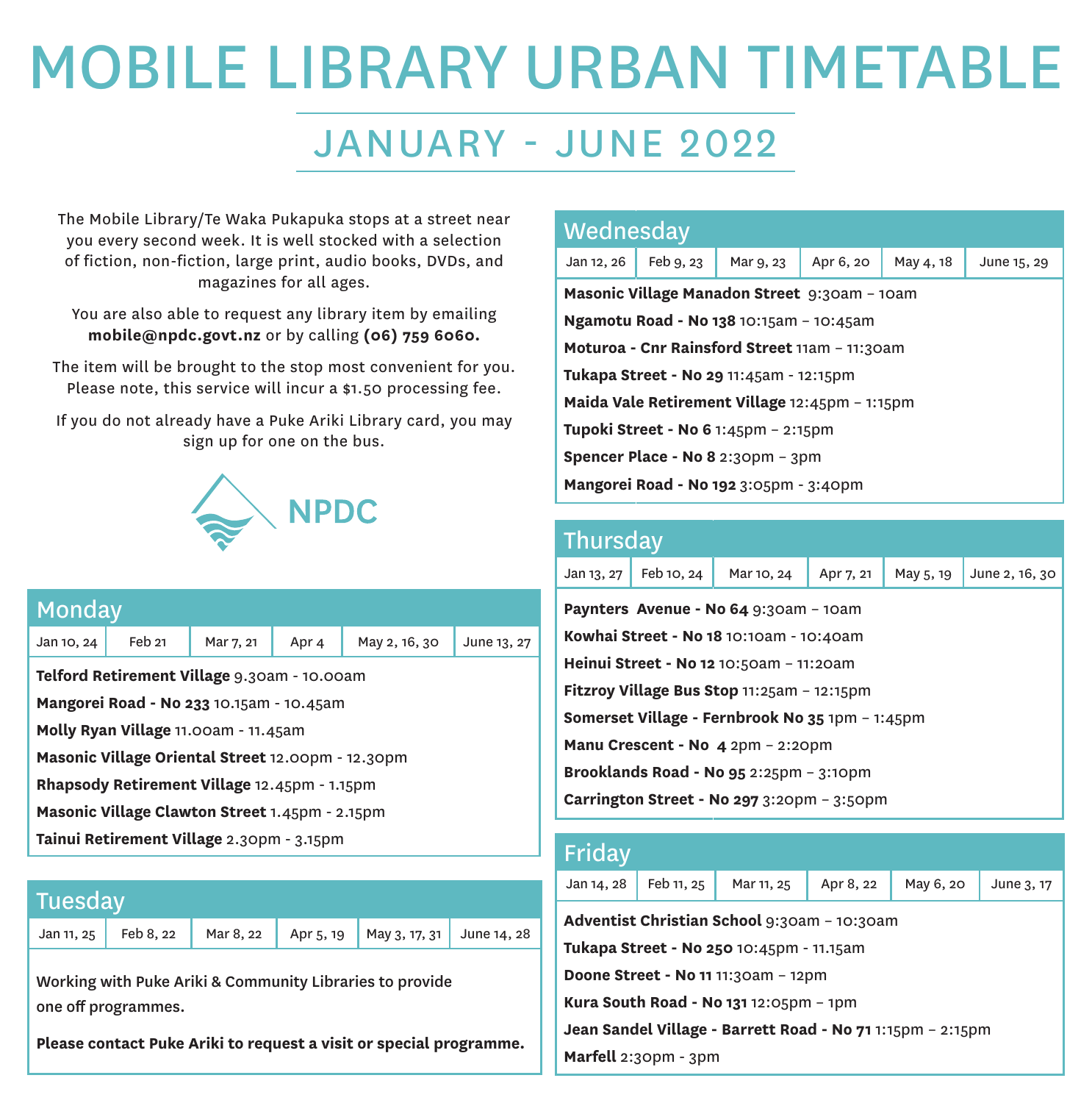# MOBILE LIBRARY URBAN TIMETABLE

## JANUARY - JUNE 2022

The Mobile Library/Te Waka Pukapuka stops at a street near you every second week. It is well stocked with a selection of fiction, non-fiction, large print, audio books, DVDs, and magazines for all ages.

You are also able to request any library item by emailing **mobile@npdc.govt.nz** or by calling **(06) 759 6060.**

The item will be brought to the stop most convenient for you. Please note, this service will incur a $1.50 processing fee.

If you do not already have a Puke Ariki Library card, you may sign up for one on the bus.

NPDC

### Monday

| Jan 10, 24 | Feb 21 | Mar 7, 21 | Apr 4 | May 2, 16, 30 | June 13, 27 |
|---|---|---|---|---|---|

**Telford Retirement Village** 9.30am - 10.00am

**Mangorei Road - No 233** 10.15am - 10.45am

**Molly Ryan Village** 11.00am - 11.45am

**Masonic Village Oriental Street** 12.00pm - 12.30pm

**Rhapsody Retirement Village** 12.45pm - 1.15pm

**Masonic Village Clawton Street** 1.45pm - 2.15pm

**Tainui Retirement Village** 2.30pm - 3.15pm

### Tuesday

| Jan 11, 25 | Feb 8, 22 | Mar 8, 22 | Apr 5, 19 | May 3, 17, 31 | June 14, 28 |
|---|---|---|---|---|---|

Working with Puke Ariki & Community Libraries to provide one off programmes.

**Please contact Puke Ariki to request a visit or special programme.**

### Wednesday

| Jan 12, 26 | Feb 9, 23 | Mar 9, 23 | Apr 6, 20 | May 4, 18 | June 15, 29 |
|---|---|---|---|---|---|

**Masonic Village Manadon Street** 9:30am – 10am

**Ngamotu Road - No 138** 10:15am – 10:45am

**Moturoa - Cnr Rainsford Street** 11am – 11:30am

**Tukapa Street - No 29** 11:45am - 12:15pm

**Maida Vale Retirement Village** 12:45pm – 1:15pm

**Tupoki Street - No 6** 1:45pm – 2:15pm

**Spencer Place - No 8** 2:30pm – 3pm

**Mangorei Road - No 192** 3:05pm - 3:40pm

### Thursday

| Jan 13, 27 | Feb 10, 24 | Mar 10, 24 | Apr 7, 21 | May 5, 19 | June 2, 16, 30 |
|---|---|---|---|---|---|

**Paynters Avenue - No 64** 9:30am – 10am

**Kowhai Street - No 18** 10:10am - 10:40am

**Heinui Street - No 12** 10:50am – 11:20am

**Fitzroy Village Bus Stop** 11:25am – 12:15pm

**Somerset Village - Fernbrook No 35** 1pm – 1:45pm

**Manu Crescent - No 4** 2pm – 2:20pm

**Brooklands Road - No 95** 2:25pm – 3:10pm

**Carrington Street - No 297** 3:20pm – 3:50pm

### Friday

| Jan 14, 28 | Feb 11, 25 | Mar 11, 25 | Apr 8, 22 | May 6, 20 | June 3, 17 |
|---|---|---|---|---|---|

**Adventist Christian School** 9:30am – 10:30am

**Tukapa Street - No 250** 10:45pm - 11.15am

**Doone Street - No 11** 11:30am – 12pm

**Kura South Road - No 131** 12:05pm – 1pm

**Jean Sandel Village - Barrett Road - No 71** 1:15pm – 2:15pm

**Marfell** 2:30pm - 3pm